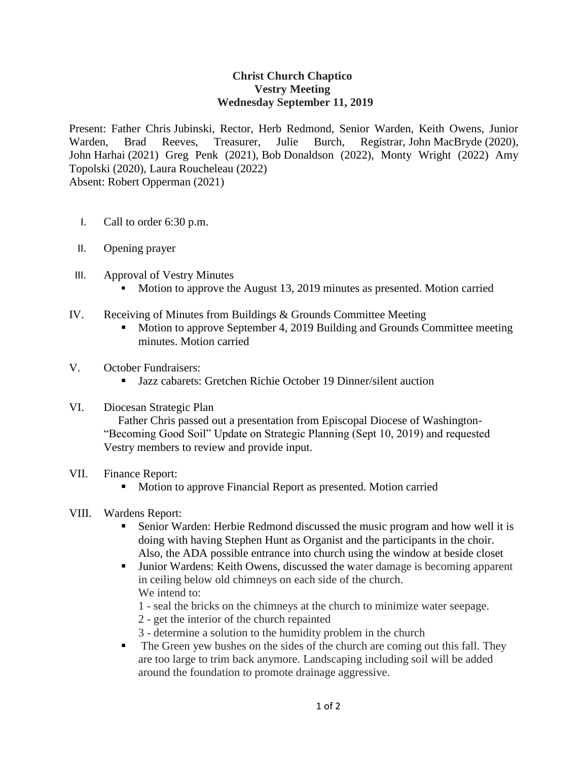# Christ Church Chaptico
## Vestry Meeting
### Wednesday September 11, 2019

Present: Father Chris Jubinski, Rector, Herb Redmond, Senior Warden, Keith Owens, Junior Warden, Brad Reeves, Treasurer, Julie Burch, Registrar, John MacBryde (2020), John Harhai (2021) Greg Penk (2021), Bob Donaldson (2022), Monty Wright (2022) Amy Topolski (2020), Laura Roucheleau (2022)
Absent: Robert Opperman (2021)

I. Call to order 6:30 p.m.

II. Opening prayer

III. Approval of Vestry Minutes
   - Motion to approve the August 13, 2019 minutes as presented. Motion carried

IV. Receiving of Minutes from Buildings & Grounds Committee Meeting
   - Motion to approve September 4, 2019 Building and Grounds Committee meeting minutes. Motion carried

V. October Fundraisers:
   - Jazz cabarets: Gretchen Richie October 19 Dinner/silent auction

VI. Diocesan Strategic Plan
   Father Chris passed out a presentation from Episcopal Diocese of Washington- "Becoming Good Soil" Update on Strategic Planning (Sept 10, 2019) and requested Vestry members to review and provide input.

VII. Finance Report:
   - Motion to approve Financial Report as presented. Motion carried

VIII. Wardens Report:
   - Senior Warden: Herbie Redmond discussed the music program and how well it is doing with having Stephen Hunt as Organist and the participants in the choir. Also, the ADA possible entrance into church using the window at beside closet
   - Junior Wardens: Keith Owens, discussed the water damage is becoming apparent in ceiling below old chimneys on each side of the church.
     We intend to:
     1 - seal the bricks on the chimneys at the church to minimize water seepage.
     2 - get the interior of the church repainted
     3 - determine a solution to the humidity problem in the church
   - The Green yew bushes on the sides of the church are coming out this fall. They are too large to trim back anymore. Landscaping including soil will be added around the foundation to promote drainage aggressive.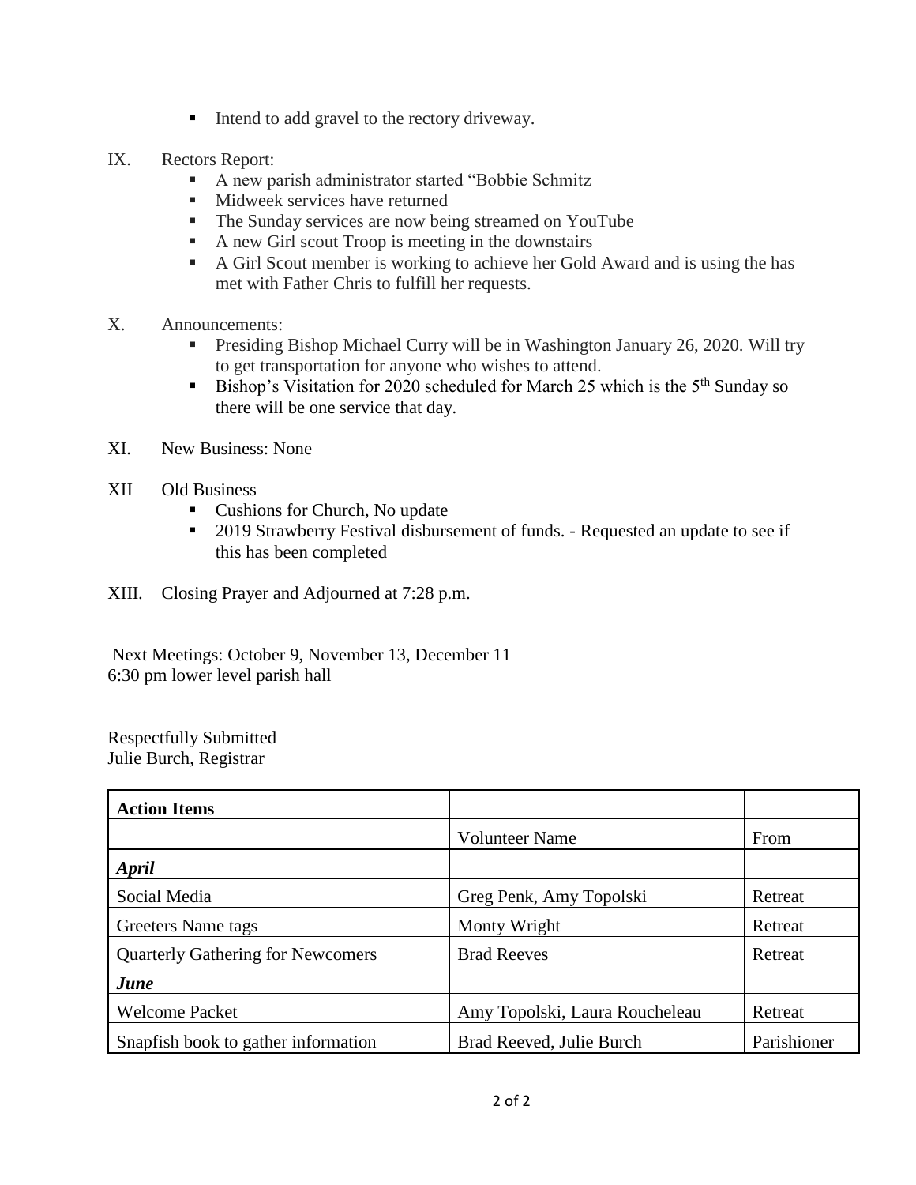- Intend to add gravel to the rectory driveway.

IX. Rectors Report:
- A new parish administrator started "Bobbie Schmitz
- Midweek services have returned
- The Sunday services are now being streamed on YouTube
- A new Girl scout Troop is meeting in the downstairs
- A Girl Scout member is working to achieve her Gold Award and is using the has met with Father Chris to fulfill her requests.

X. Announcements:
- Presiding Bishop Michael Curry will be in Washington January 26, 2020. Will try to get transportation for anyone who wishes to attend.
- Bishop's Visitation for 2020 scheduled for March 25 which is the 5th Sunday so there will be one service that day.

XI. New Business: None

XII Old Business
- Cushions for Church, No update
- 2019 Strawberry Festival disbursement of funds. - Requested an update to see if this has been completed

XIII. Closing Prayer and Adjourned at 7:28 p.m.

Next Meetings: October 9, November 13, December 11
6:30 pm lower level parish hall

Respectfully Submitted
Julie Burch, Registrar

| **Action Items** | | |
|---|---|---|
| | Volunteer Name | From |
| ***April*** | | |
| Social Media | Greg Penk, Amy Topolski | Retreat |
| ~~Greeters Name tags~~ | ~~Monty Wright~~ | ~~Retreat~~ |
| Quarterly Gathering for Newcomers | Brad Reeves | Retreat |
| ***June*** | | |
| ~~Welcome Packet~~ | ~~Amy Topolski, Laura Roucheleau~~ | ~~Retreat~~ |
| Snapfish book to gather information | Brad Reeved, Julie Burch | Parishioner |